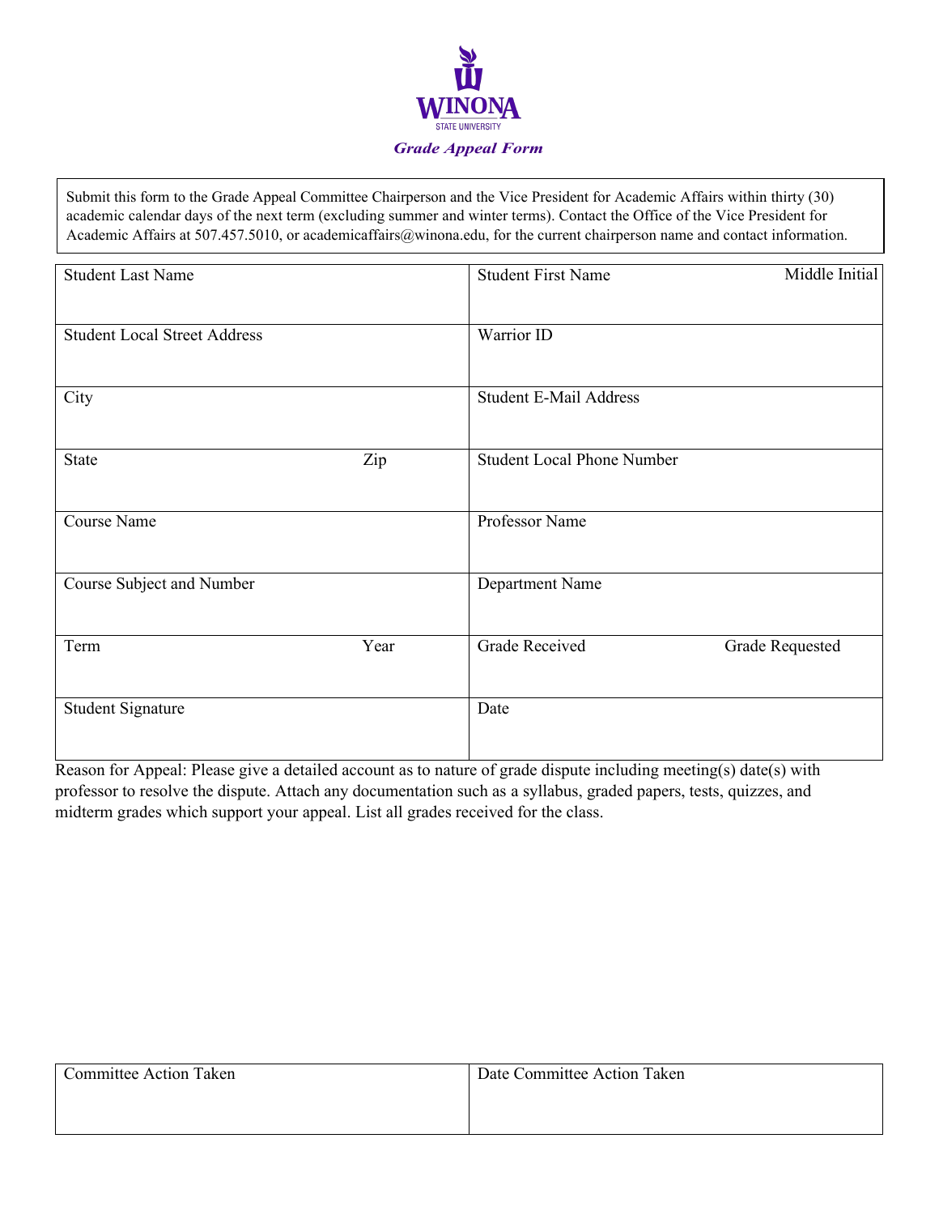WINONA STATE UNIVERSITY

# *Grade Appeal Form*

Submit this form to the Grade Appeal Committee Chairperson and the Vice President for Academic Affairs within thirty (30) academic calendar days of the next term (excluding summer and winter terms). Contact the Office of the Vice President for Academic Affairs at 507.457.5010, or academicaffairs@winona.edu, for the current chairperson name and contact information.

| | | | |
|---|---|---|---|
| Student Last Name | | Student First Name | Middle Initial |
| Student Local Street Address | | Warrior ID | |
| City | | Student E-Mail Address | |
| State | Zip | Student Local Phone Number | |
| Course Name | | Professor Name | |
| Course Subject and Number | | Department Name | |
| Term | Year | Grade Received | Grade Requested |
| Student Signature | | Date | |

Reason for Appeal: Please give a detailed account as to nature of grade dispute including meeting(s) date(s) with professor to resolve the dispute. Attach any documentation such as a syllabus, graded papers, tests, quizzes, and midterm grades which support your appeal. List all grades received for the class.

| | |
|---|---|
| Committee Action Taken | Date Committee Action Taken |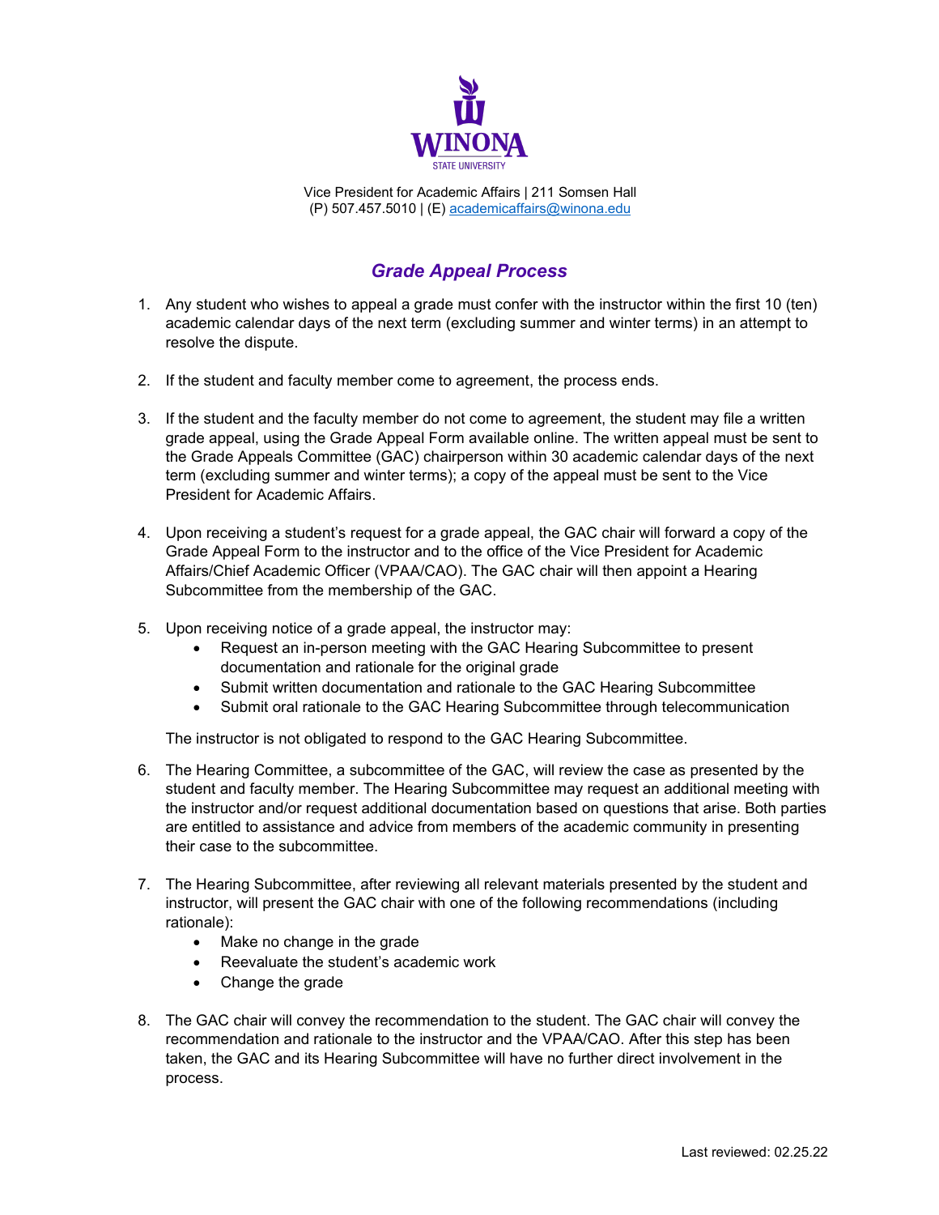Vice President for Academic Affairs | 211 Somsen Hall
(P) 507.457.5010 | (E) academicaffairs@winona.edu

# *Grade Appeal Process*

1. Any student who wishes to appeal a grade must confer with the instructor within the first 10 (ten) academic calendar days of the next term (excluding summer and winter terms) in an attempt to resolve the dispute.

2. If the student and faculty member come to agreement, the process ends.

3. If the student and the faculty member do not come to agreement, the student may file a written grade appeal, using the Grade Appeal Form available online. The written appeal must be sent to the Grade Appeals Committee (GAC) chairperson within 30 academic calendar days of the next term (excluding summer and winter terms); a copy of the appeal must be sent to the Vice President for Academic Affairs.

4. Upon receiving a student's request for a grade appeal, the GAC chair will forward a copy of the Grade Appeal Form to the instructor and to the office of the Vice President for Academic Affairs/Chief Academic Officer (VPAA/CAO). The GAC chair will then appoint a Hearing Subcommittee from the membership of the GAC.

5. Upon receiving notice of a grade appeal, the instructor may:
   - Request an in-person meeting with the GAC Hearing Subcommittee to present documentation and rationale for the original grade
   - Submit written documentation and rationale to the GAC Hearing Subcommittee
   - Submit oral rationale to the GAC Hearing Subcommittee through telecommunication

   The instructor is not obligated to respond to the GAC Hearing Subcommittee.

6. The Hearing Committee, a subcommittee of the GAC, will review the case as presented by the student and faculty member. The Hearing Subcommittee may request an additional meeting with the instructor and/or request additional documentation based on questions that arise. Both parties are entitled to assistance and advice from members of the academic community in presenting their case to the subcommittee.

7. The Hearing Subcommittee, after reviewing all relevant materials presented by the student and instructor, will present the GAC chair with one of the following recommendations (including rationale):
   - Make no change in the grade
   - Reevaluate the student's academic work
   - Change the grade

8. The GAC chair will convey the recommendation to the student. The GAC chair will convey the recommendation and rationale to the instructor and the VPAA/CAO. After this step has been taken, the GAC and its Hearing Subcommittee will have no further direct involvement in the process.

Last reviewed: 02.25.22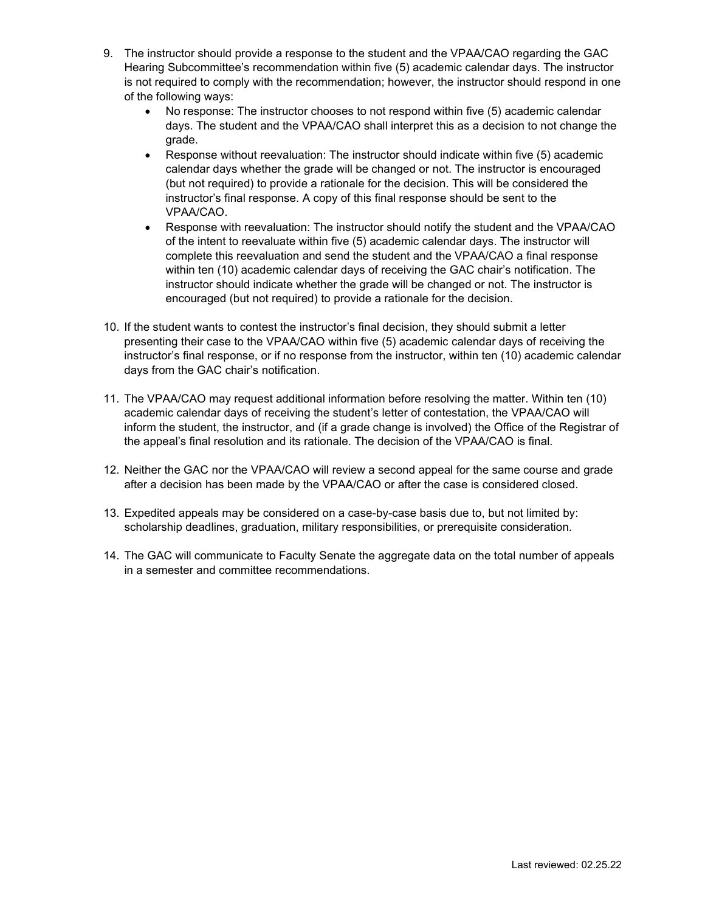9. The instructor should provide a response to the student and the VPAA/CAO regarding the GAC Hearing Subcommittee's recommendation within five (5) academic calendar days. The instructor is not required to comply with the recommendation; however, the instructor should respond in one of the following ways:
   - No response: The instructor chooses to not respond within five (5) academic calendar days. The student and the VPAA/CAO shall interpret this as a decision to not change the grade.
   - Response without reevaluation: The instructor should indicate within five (5) academic calendar days whether the grade will be changed or not. The instructor is encouraged (but not required) to provide a rationale for the decision. This will be considered the instructor's final response. A copy of this final response should be sent to the VPAA/CAO.
   - Response with reevaluation: The instructor should notify the student and the VPAA/CAO of the intent to reevaluate within five (5) academic calendar days. The instructor will complete this reevaluation and send the student and the VPAA/CAO a final response within ten (10) academic calendar days of receiving the GAC chair's notification. The instructor should indicate whether the grade will be changed or not. The instructor is encouraged (but not required) to provide a rationale for the decision.

10. If the student wants to contest the instructor's final decision, they should submit a letter presenting their case to the VPAA/CAO within five (5) academic calendar days of receiving the instructor's final response, or if no response from the instructor, within ten (10) academic calendar days from the GAC chair's notification.

11. The VPAA/CAO may request additional information before resolving the matter. Within ten (10) academic calendar days of receiving the student's letter of contestation, the VPAA/CAO will inform the student, the instructor, and (if a grade change is involved) the Office of the Registrar of the appeal's final resolution and its rationale. The decision of the VPAA/CAO is final.

12. Neither the GAC nor the VPAA/CAO will review a second appeal for the same course and grade after a decision has been made by the VPAA/CAO or after the case is considered closed.

13. Expedited appeals may be considered on a case-by-case basis due to, but not limited by: scholarship deadlines, graduation, military responsibilities, or prerequisite consideration.

14. The GAC will communicate to Faculty Senate the aggregate data on the total number of appeals in a semester and committee recommendations.

Last reviewed: 02.25.22